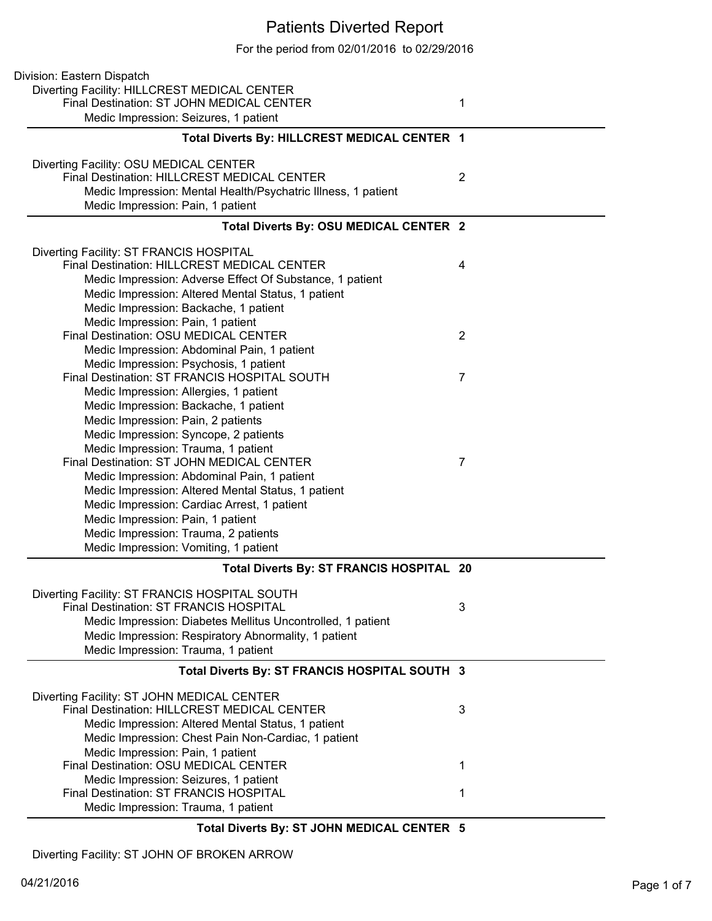# Patients Diverted Report

For the period from 02/01/2016 to 02/29/2016

Division: Eastern Dispatch

Diverting Facility: HILLCREST MEDICAL CENTER

- Final Destination: ST JOHN MEDICAL CENTER — 1
  - Medic Impression: Seizures, 1 patient

**Total Diverts By: HILLCREST MEDICAL CENTER 1**

Diverting Facility: OSU MEDICAL CENTER

- Final Destination: HILLCREST MEDICAL CENTER — 2
  - Medic Impression: Mental Health/Psychatric Illness, 1 patient
  - Medic Impression: Pain, 1 patient

**Total Diverts By: OSU MEDICAL CENTER 2**

Diverting Facility: ST FRANCIS HOSPITAL

- Final Destination: HILLCREST MEDICAL CENTER — 4
  - Medic Impression: Adverse Effect Of Substance, 1 patient
  - Medic Impression: Altered Mental Status, 1 patient
  - Medic Impression: Backache, 1 patient
  - Medic Impression: Pain, 1 patient
- Final Destination: OSU MEDICAL CENTER — 2
  - Medic Impression: Abdominal Pain, 1 patient
  - Medic Impression: Psychosis, 1 patient
- Final Destination: ST FRANCIS HOSPITAL SOUTH — 7
  - Medic Impression: Allergies, 1 patient
  - Medic Impression: Backache, 1 patient
  - Medic Impression: Pain, 2 patients
  - Medic Impression: Syncope, 2 patients
  - Medic Impression: Trauma, 1 patient
- Final Destination: ST JOHN MEDICAL CENTER — 7
  - Medic Impression: Abdominal Pain, 1 patient
  - Medic Impression: Altered Mental Status, 1 patient
  - Medic Impression: Cardiac Arrest, 1 patient
  - Medic Impression: Pain, 1 patient
  - Medic Impression: Trauma, 2 patients
  - Medic Impression: Vomiting, 1 patient

**Total Diverts By: ST FRANCIS HOSPITAL 20**

Diverting Facility: ST FRANCIS HOSPITAL SOUTH

- Final Destination: ST FRANCIS HOSPITAL — 3
  - Medic Impression: Diabetes Mellitus Uncontrolled, 1 patient
  - Medic Impression: Respiratory Abnormality, 1 patient
  - Medic Impression: Trauma, 1 patient

**Total Diverts By: ST FRANCIS HOSPITAL SOUTH 3**

Diverting Facility: ST JOHN MEDICAL CENTER

- Final Destination: HILLCREST MEDICAL CENTER — 3
  - Medic Impression: Altered Mental Status, 1 patient
  - Medic Impression: Chest Pain Non-Cardiac, 1 patient
  - Medic Impression: Pain, 1 patient
- Final Destination: OSU MEDICAL CENTER — 1
  - Medic Impression: Seizures, 1 patient
- Final Destination: ST FRANCIS HOSPITAL — 1
  - Medic Impression: Trauma, 1 patient

**Total Diverts By: ST JOHN MEDICAL CENTER 5**

Diverting Facility: ST JOHN OF BROKEN ARROW

04/21/2016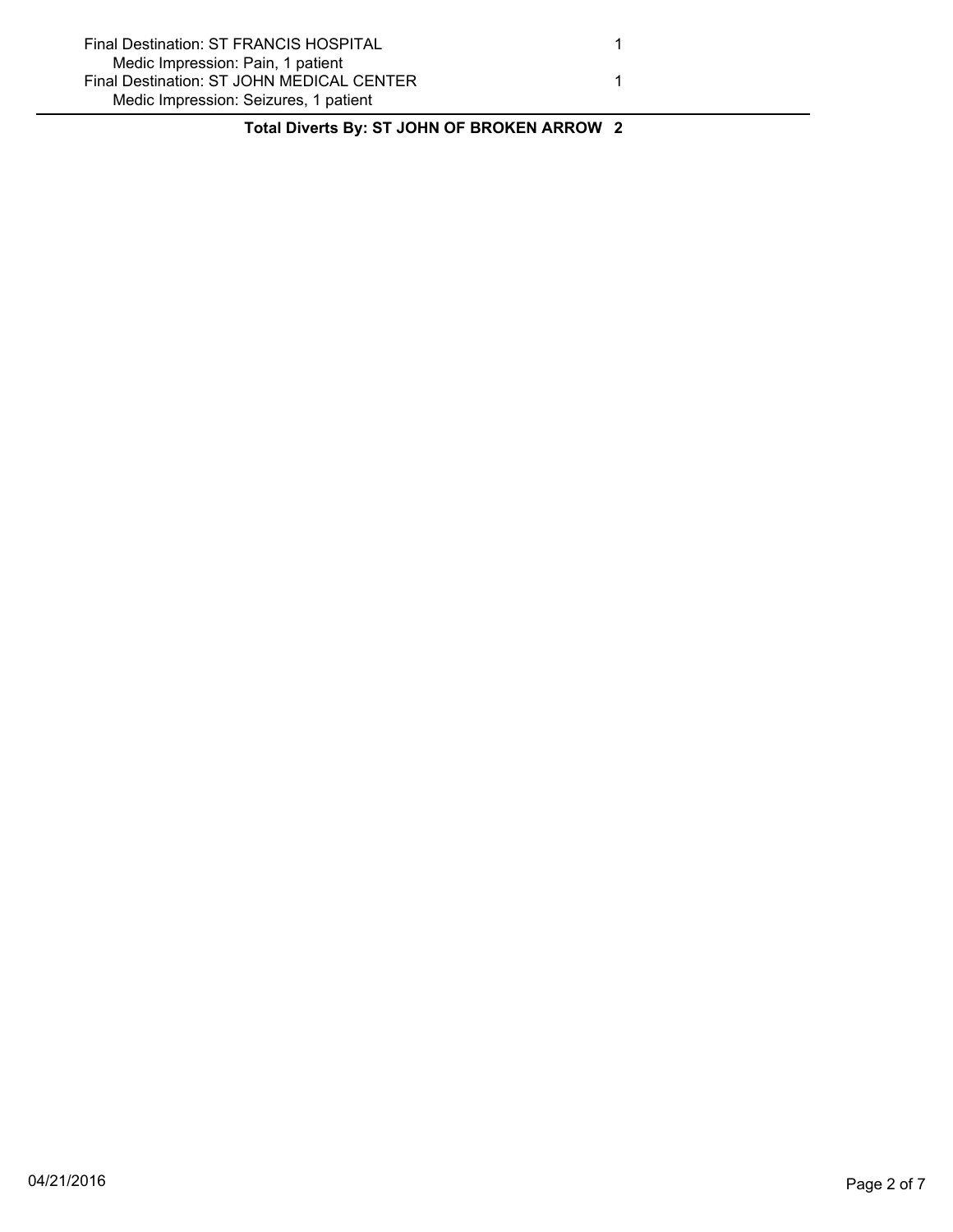| | |
|---|---|
| Final Destination: ST FRANCIS HOSPITAL | 1 |
| Medic Impression: Pain, 1 patient | |
| Final Destination: ST JOHN MEDICAL CENTER | 1 |
| Medic Impression: Seizures, 1 patient | |
| **Total Diverts By: ST JOHN OF BROKEN ARROW** | **2** |

04/21/2016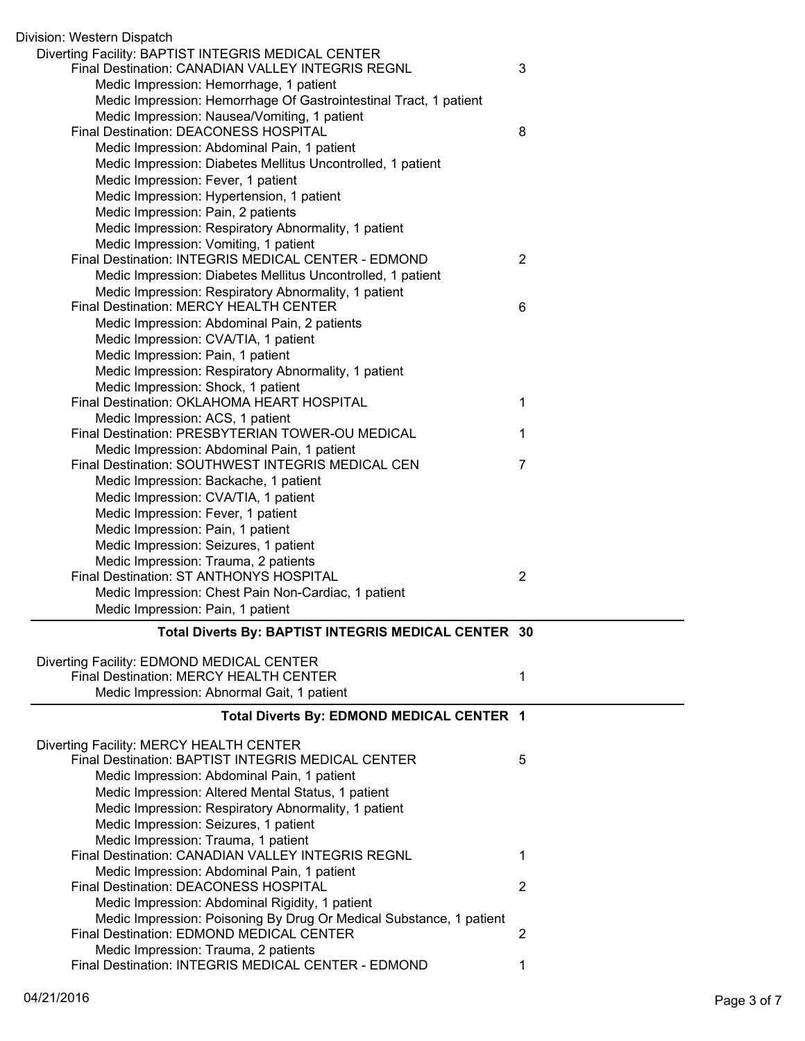Division: Western Dispatch

Diverting Facility: BAPTIST INTEGRIS MEDICAL CENTER

| | |
|---|---|
| Final Destination: CANADIAN VALLEY INTEGRIS REGNL | 3 |
| Medic Impression: Hemorrhage, 1 patient | |
| Medic Impression: Hemorrhage Of Gastrointestinal Tract, 1 patient | |
| Medic Impression: Nausea/Vomiting, 1 patient | |
| Final Destination: DEACONESS HOSPITAL | 8 |
| Medic Impression: Abdominal Pain, 1 patient | |
| Medic Impression: Diabetes Mellitus Uncontrolled, 1 patient | |
| Medic Impression: Fever, 1 patient | |
| Medic Impression: Hypertension, 1 patient | |
| Medic Impression: Pain, 2 patients | |
| Medic Impression: Respiratory Abnormality, 1 patient | |
| Medic Impression: Vomiting, 1 patient | |
| Final Destination: INTEGRIS MEDICAL CENTER - EDMOND | 2 |
| Medic Impression: Diabetes Mellitus Uncontrolled, 1 patient | |
| Medic Impression: Respiratory Abnormality, 1 patient | |
| Final Destination: MERCY HEALTH CENTER | 6 |
| Medic Impression: Abdominal Pain, 2 patients | |
| Medic Impression: CVA/TIA, 1 patient | |
| Medic Impression: Pain, 1 patient | |
| Medic Impression: Respiratory Abnormality, 1 patient | |
| Medic Impression: Shock, 1 patient | |
| Final Destination: OKLAHOMA HEART HOSPITAL | 1 |
| Medic Impression: ACS, 1 patient | |
| Final Destination: PRESBYTERIAN TOWER-OU MEDICAL | 1 |
| Medic Impression: Abdominal Pain, 1 patient | |
| Final Destination: SOUTHWEST INTEGRIS MEDICAL CEN | 7 |
| Medic Impression: Backache, 1 patient | |
| Medic Impression: CVA/TIA, 1 patient | |
| Medic Impression: Fever, 1 patient | |
| Medic Impression: Pain, 1 patient | |
| Medic Impression: Seizures, 1 patient | |
| Medic Impression: Trauma, 2 patients | |
| Final Destination: ST ANTHONYS HOSPITAL | 2 |
| Medic Impression: Chest Pain Non-Cardiac, 1 patient | |
| Medic Impression: Pain, 1 patient | |

**Total Diverts By: BAPTIST INTEGRIS MEDICAL CENTER 30**

Diverting Facility: EDMOND MEDICAL CENTER

| | |
|---|---|
| Final Destination: MERCY HEALTH CENTER | 1 |
| Medic Impression: Abnormal Gait, 1 patient | |

**Total Diverts By: EDMOND MEDICAL CENTER 1**

Diverting Facility: MERCY HEALTH CENTER

| | |
|---|---|
| Final Destination: BAPTIST INTEGRIS MEDICAL CENTER | 5 |
| Medic Impression: Abdominal Pain, 1 patient | |
| Medic Impression: Altered Mental Status, 1 patient | |
| Medic Impression: Respiratory Abnormality, 1 patient | |
| Medic Impression: Seizures, 1 patient | |
| Medic Impression: Trauma, 1 patient | |
| Final Destination: CANADIAN VALLEY INTEGRIS REGNL | 1 |
| Medic Impression: Abdominal Pain, 1 patient | |
| Final Destination: DEACONESS HOSPITAL | 2 |
| Medic Impression: Abdominal Rigidity, 1 patient | |
| Medic Impression: Poisoning By Drug Or Medical Substance, 1 patient | |
| Final Destination: EDMOND MEDICAL CENTER | 2 |
| Medic Impression: Trauma, 2 patients | |
| Final Destination: INTEGRIS MEDICAL CENTER - EDMOND | 1 |

04/21/2016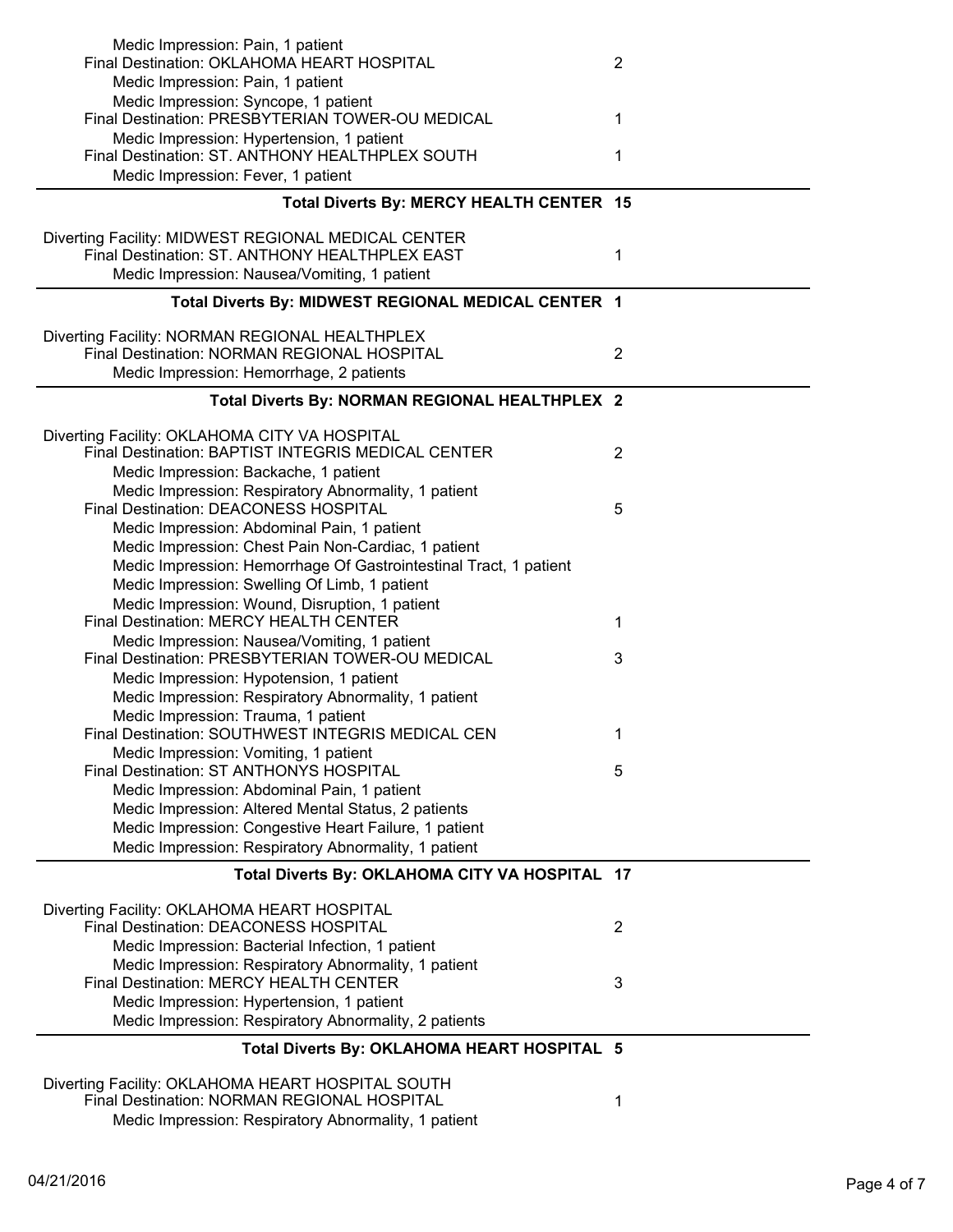Medic Impression: Pain, 1 patient
Final Destination: OKLAHOMA HEART HOSPITAL 2
Medic Impression: Pain, 1 patient
Medic Impression: Syncope, 1 patient
Final Destination: PRESBYTERIAN TOWER-OU MEDICAL 1
Medic Impression: Hypertension, 1 patient
Final Destination: ST. ANTHONY HEALTHPLEX SOUTH 1
Medic Impression: Fever, 1 patient

**Total Diverts By: MERCY HEALTH CENTER 15**

---

Diverting Facility: MIDWEST REGIONAL MEDICAL CENTER
Final Destination: ST. ANTHONY HEALTHPLEX EAST 1
Medic Impression: Nausea/Vomiting, 1 patient

**Total Diverts By: MIDWEST REGIONAL MEDICAL CENTER 1**

---

Diverting Facility: NORMAN REGIONAL HEALTHPLEX
Final Destination: NORMAN REGIONAL HOSPITAL 2
Medic Impression: Hemorrhage, 2 patients

**Total Diverts By: NORMAN REGIONAL HEALTHPLEX 2**

---

Diverting Facility: OKLAHOMA CITY VA HOSPITAL
Final Destination: BAPTIST INTEGRIS MEDICAL CENTER 2
Medic Impression: Backache, 1 patient
Medic Impression: Respiratory Abnormality, 1 patient
Final Destination: DEACONESS HOSPITAL 5
Medic Impression: Abdominal Pain, 1 patient
Medic Impression: Chest Pain Non-Cardiac, 1 patient
Medic Impression: Hemorrhage Of Gastrointestinal Tract, 1 patient
Medic Impression: Swelling Of Limb, 1 patient
Medic Impression: Wound, Disruption, 1 patient
Final Destination: MERCY HEALTH CENTER 1
Medic Impression: Nausea/Vomiting, 1 patient
Final Destination: PRESBYTERIAN TOWER-OU MEDICAL 3
Medic Impression: Hypotension, 1 patient
Medic Impression: Respiratory Abnormality, 1 patient
Medic Impression: Trauma, 1 patient
Final Destination: SOUTHWEST INTEGRIS MEDICAL CEN 1
Medic Impression: Vomiting, 1 patient
Final Destination: ST ANTHONYS HOSPITAL 5
Medic Impression: Abdominal Pain, 1 patient
Medic Impression: Altered Mental Status, 2 patients
Medic Impression: Congestive Heart Failure, 1 patient
Medic Impression: Respiratory Abnormality, 1 patient

**Total Diverts By: OKLAHOMA CITY VA HOSPITAL 17**

---

Diverting Facility: OKLAHOMA HEART HOSPITAL
Final Destination: DEACONESS HOSPITAL 2
Medic Impression: Bacterial Infection, 1 patient
Medic Impression: Respiratory Abnormality, 1 patient
Final Destination: MERCY HEALTH CENTER 3
Medic Impression: Hypertension, 1 patient
Medic Impression: Respiratory Abnormality, 2 patients

**Total Diverts By: OKLAHOMA HEART HOSPITAL 5**

---

Diverting Facility: OKLAHOMA HEART HOSPITAL SOUTH
Final Destination: NORMAN REGIONAL HOSPITAL 1
Medic Impression: Respiratory Abnormality, 1 patient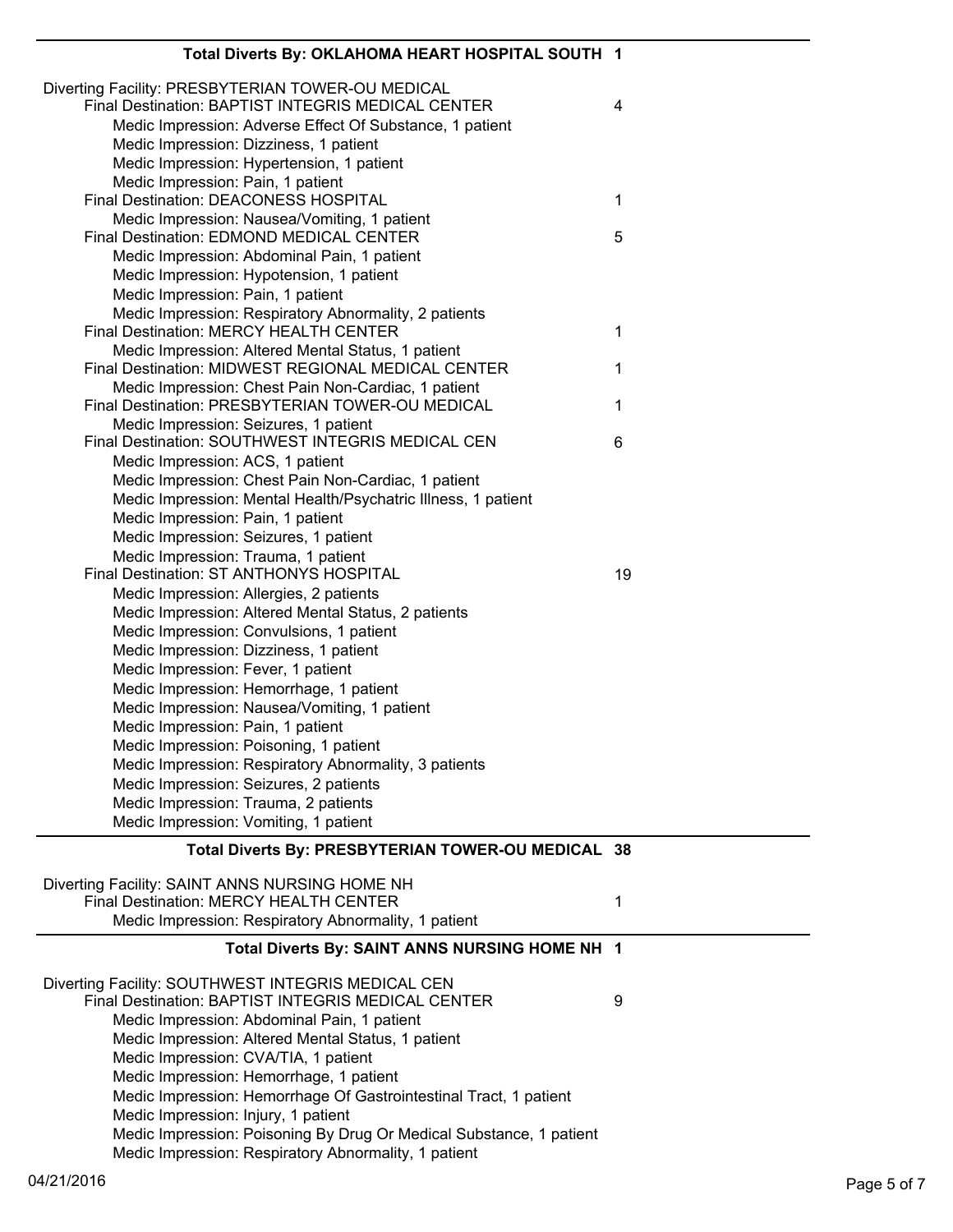**Total Diverts By: OKLAHOMA HEART HOSPITAL SOUTH 1**

Diverting Facility: PRESBYTERIAN TOWER-OU MEDICAL

- Final Destination: BAPTIST INTEGRIS MEDICAL CENTER — 4
  - Medic Impression: Adverse Effect Of Substance, 1 patient
  - Medic Impression: Dizziness, 1 patient
  - Medic Impression: Hypertension, 1 patient
  - Medic Impression: Pain, 1 patient
- Final Destination: DEACONESS HOSPITAL — 1
  - Medic Impression: Nausea/Vomiting, 1 patient
- Final Destination: EDMOND MEDICAL CENTER — 5
  - Medic Impression: Abdominal Pain, 1 patient
  - Medic Impression: Hypotension, 1 patient
  - Medic Impression: Pain, 1 patient
  - Medic Impression: Respiratory Abnormality, 2 patients
- Final Destination: MERCY HEALTH CENTER — 1
  - Medic Impression: Altered Mental Status, 1 patient
- Final Destination: MIDWEST REGIONAL MEDICAL CENTER — 1
  - Medic Impression: Chest Pain Non-Cardiac, 1 patient
- Final Destination: PRESBYTERIAN TOWER-OU MEDICAL — 1
  - Medic Impression: Seizures, 1 patient
- Final Destination: SOUTHWEST INTEGRIS MEDICAL CEN — 6
  - Medic Impression: ACS, 1 patient
  - Medic Impression: Chest Pain Non-Cardiac, 1 patient
  - Medic Impression: Mental Health/Psychatric Illness, 1 patient
  - Medic Impression: Pain, 1 patient
  - Medic Impression: Seizures, 1 patient
  - Medic Impression: Trauma, 1 patient
- Final Destination: ST ANTHONYS HOSPITAL — 19
  - Medic Impression: Allergies, 2 patients
  - Medic Impression: Altered Mental Status, 2 patients
  - Medic Impression: Convulsions, 1 patient
  - Medic Impression: Dizziness, 1 patient
  - Medic Impression: Fever, 1 patient
  - Medic Impression: Hemorrhage, 1 patient
  - Medic Impression: Nausea/Vomiting, 1 patient
  - Medic Impression: Pain, 1 patient
  - Medic Impression: Poisoning, 1 patient
  - Medic Impression: Respiratory Abnormality, 3 patients
  - Medic Impression: Seizures, 2 patients
  - Medic Impression: Trauma, 2 patients
  - Medic Impression: Vomiting, 1 patient

**Total Diverts By: PRESBYTERIAN TOWER-OU MEDICAL 38**

Diverting Facility: SAINT ANNS NURSING HOME NH

- Final Destination: MERCY HEALTH CENTER — 1
  - Medic Impression: Respiratory Abnormality, 1 patient

**Total Diverts By: SAINT ANNS NURSING HOME NH 1**

Diverting Facility: SOUTHWEST INTEGRIS MEDICAL CEN

- Final Destination: BAPTIST INTEGRIS MEDICAL CENTER — 9
  - Medic Impression: Abdominal Pain, 1 patient
  - Medic Impression: Altered Mental Status, 1 patient
  - Medic Impression: CVA/TIA, 1 patient
  - Medic Impression: Hemorrhage, 1 patient
  - Medic Impression: Hemorrhage Of Gastrointestinal Tract, 1 patient
  - Medic Impression: Injury, 1 patient
  - Medic Impression: Poisoning By Drug Or Medical Substance, 1 patient
  - Medic Impression: Respiratory Abnormality, 1 patient

04/21/2016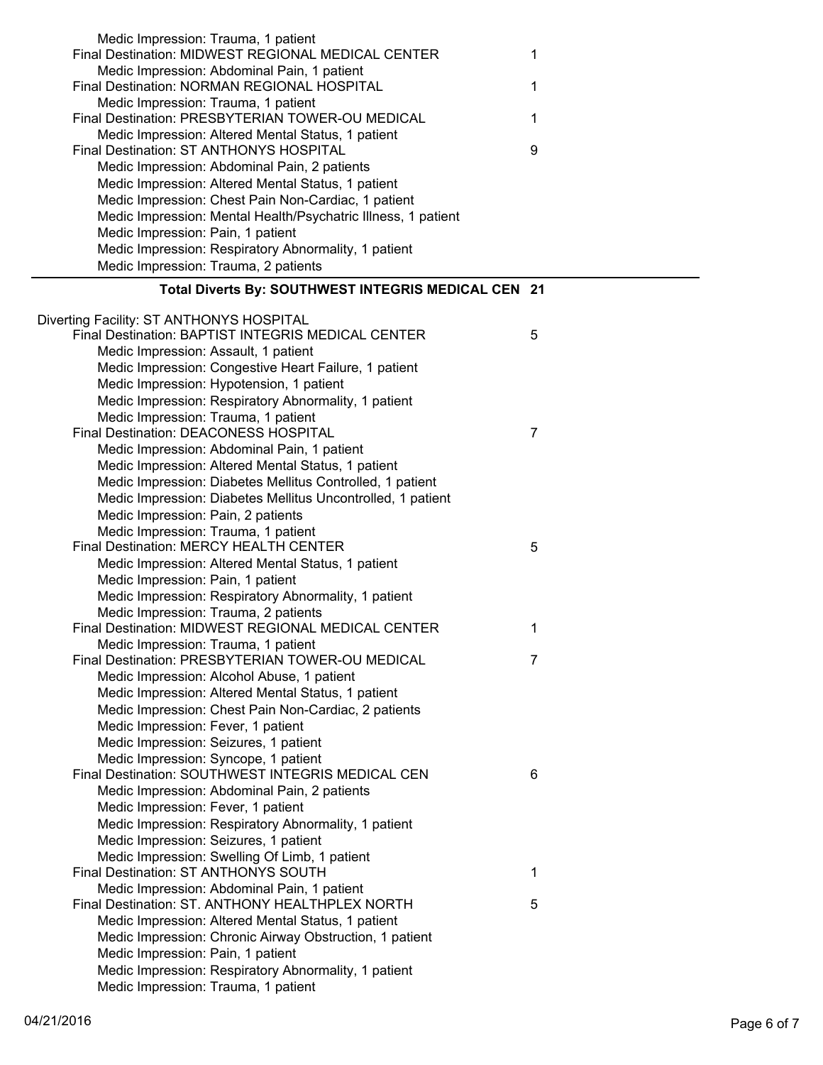Medic Impression: Trauma, 1 patient

Final Destination: MIDWEST REGIONAL MEDICAL CENTER 1

Medic Impression: Abdominal Pain, 1 patient

Final Destination: NORMAN REGIONAL HOSPITAL 1

Medic Impression: Trauma, 1 patient

Final Destination: PRESBYTERIAN TOWER-OU MEDICAL 1

Medic Impression: Altered Mental Status, 1 patient

Final Destination: ST ANTHONYS HOSPITAL 9

Medic Impression: Abdominal Pain, 2 patients

Medic Impression: Altered Mental Status, 1 patient

Medic Impression: Chest Pain Non-Cardiac, 1 patient

Medic Impression: Mental Health/Psychatric Illness, 1 patient

Medic Impression: Pain, 1 patient

Medic Impression: Respiratory Abnormality, 1 patient

Medic Impression: Trauma, 2 patients

**Total Diverts By: SOUTHWEST INTEGRIS MEDICAL CEN 21**

Diverting Facility: ST ANTHONYS HOSPITAL

Final Destination: BAPTIST INTEGRIS MEDICAL CENTER 5

Medic Impression: Assault, 1 patient

Medic Impression: Congestive Heart Failure, 1 patient

Medic Impression: Hypotension, 1 patient

Medic Impression: Respiratory Abnormality, 1 patient

Medic Impression: Trauma, 1 patient

Final Destination: DEACONESS HOSPITAL 7

Medic Impression: Abdominal Pain, 1 patient

Medic Impression: Altered Mental Status, 1 patient

Medic Impression: Diabetes Mellitus Controlled, 1 patient

Medic Impression: Diabetes Mellitus Uncontrolled, 1 patient

Medic Impression: Pain, 2 patients

Medic Impression: Trauma, 1 patient

Final Destination: MERCY HEALTH CENTER 5

Medic Impression: Altered Mental Status, 1 patient

Medic Impression: Pain, 1 patient

Medic Impression: Respiratory Abnormality, 1 patient

Medic Impression: Trauma, 2 patients

Final Destination: MIDWEST REGIONAL MEDICAL CENTER 1

Medic Impression: Trauma, 1 patient

Final Destination: PRESBYTERIAN TOWER-OU MEDICAL 7

Medic Impression: Alcohol Abuse, 1 patient

Medic Impression: Altered Mental Status, 1 patient

Medic Impression: Chest Pain Non-Cardiac, 2 patients

Medic Impression: Fever, 1 patient

Medic Impression: Seizures, 1 patient

Medic Impression: Syncope, 1 patient

Final Destination: SOUTHWEST INTEGRIS MEDICAL CEN 6

Medic Impression: Abdominal Pain, 2 patients

Medic Impression: Fever, 1 patient

Medic Impression: Respiratory Abnormality, 1 patient

Medic Impression: Seizures, 1 patient

Medic Impression: Swelling Of Limb, 1 patient

Final Destination: ST ANTHONYS SOUTH 1

Medic Impression: Abdominal Pain, 1 patient

Final Destination: ST. ANTHONY HEALTHPLEX NORTH 5

Medic Impression: Altered Mental Status, 1 patient

Medic Impression: Chronic Airway Obstruction, 1 patient

Medic Impression: Pain, 1 patient

Medic Impression: Respiratory Abnormality, 1 patient

Medic Impression: Trauma, 1 patient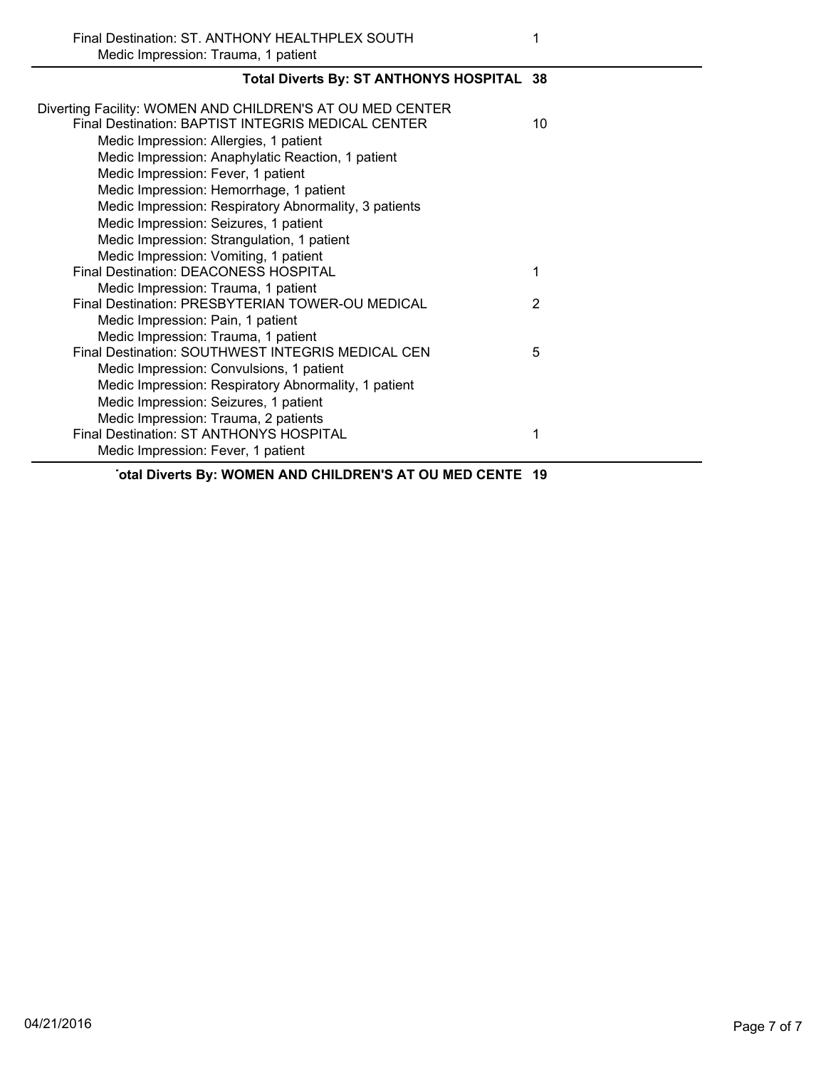| | |
|---|---|
| Final Destination: ST. ANTHONY HEALTHPLEX SOUTH | 1 |
| Medic Impression: Trauma, 1 patient | |
| **Total Diverts By: ST ANTHONYS HOSPITAL** | **38** |
| Diverting Facility: WOMEN AND CHILDREN'S AT OU MED CENTER | |
| Final Destination: BAPTIST INTEGRIS MEDICAL CENTER | 10 |
| Medic Impression: Allergies, 1 patient | |
| Medic Impression: Anaphylatic Reaction, 1 patient | |
| Medic Impression: Fever, 1 patient | |
| Medic Impression: Hemorrhage, 1 patient | |
| Medic Impression: Respiratory Abnormality, 3 patients | |
| Medic Impression: Seizures, 1 patient | |
| Medic Impression: Strangulation, 1 patient | |
| Medic Impression: Vomiting, 1 patient | |
| Final Destination: DEACONESS HOSPITAL | 1 |
| Medic Impression: Trauma, 1 patient | |
| Final Destination: PRESBYTERIAN TOWER-OU MEDICAL | 2 |
| Medic Impression: Pain, 1 patient | |
| Medic Impression: Trauma, 1 patient | |
| Final Destination: SOUTHWEST INTEGRIS MEDICAL CEN | 5 |
| Medic Impression: Convulsions, 1 patient | |
| Medic Impression: Respiratory Abnormality, 1 patient | |
| Medic Impression: Seizures, 1 patient | |
| Medic Impression: Trauma, 2 patients | |
| Final Destination: ST ANTHONYS HOSPITAL | 1 |
| Medic Impression: Fever, 1 patient | |
| **Total Diverts By: WOMEN AND CHILDREN'S AT OU MED CENTE** | **19** |

04/21/2016